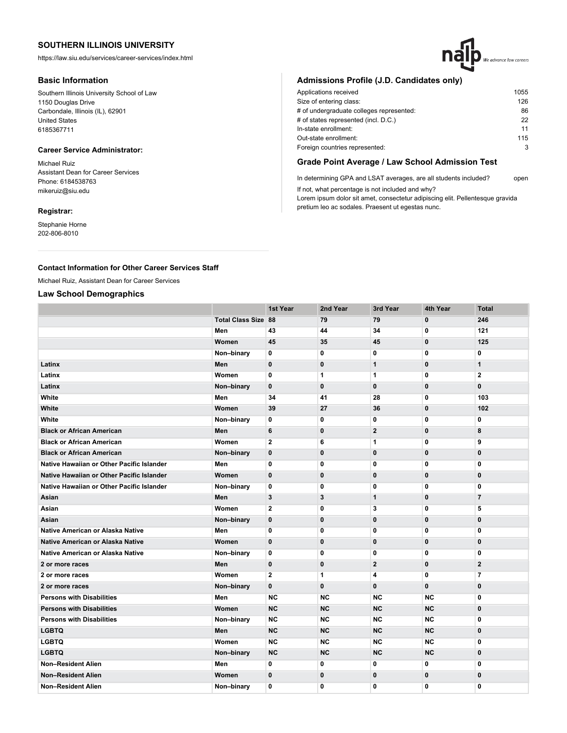# SOUTHERN ILLINOIS UNIVERSITY

https://law.siu.edu/services/career-services/index.html

## Basic Information

Southern Illinois University School of Law
1150 Douglas Drive
Carbondale, Illinois (IL), 62901
United States
6185367711

### Career Service Administrator:

Michael Ruiz
Assistant Dean for Career Services
Phone: 6184538763
mikeruiz@siu.edu

### Registrar:

Stephanie Horne
202-806-8010

## Admissions Profile (J.D. Candidates only)

| | |
|---|---|
| Applications received | 1055 |
| Size of entering class: | 126 |
| # of undergraduate colleges represented: | 86 |
| # of states represented (incl. D.C.) | 22 |
| In-state enrollment: | 11 |
| Out-state enrollment: | 115 |
| Foreign countries represented: | 3 |

## Grade Point Average / Law School Admission Test

In determining GPA and LSAT averages, are all students included? open

If not, what percentage is not included and why?
Lorem ipsum dolor sit amet, consectetur adipiscing elit. Pellentesque gravida pretium leo ac sodales. Praesent ut egestas nunc.

### Contact Information for Other Career Services Staff

Michael Ruiz, Assistant Dean for Career Services

## Law School Demographics

| | | 1st Year | 2nd Year | 3rd Year | 4th Year | Total |
|---|---|---|---|---|---|---|
| | Total Class Size | 88 | 79 | 79 | 0 | 246 |
| | Men | 43 | 44 | 34 | 0 | 121 |
| | Women | 45 | 35 | 45 | 0 | 125 |
| | Non–binary | 0 | 0 | 0 | 0 | 0 |
| Latinx | Men | 0 | 0 | 1 | 0 | 1 |
| Latinx | Women | 0 | 1 | 1 | 0 | 2 |
| Latinx | Non–binary | 0 | 0 | 0 | 0 | 0 |
| White | Men | 34 | 41 | 28 | 0 | 103 |
| White | Women | 39 | 27 | 36 | 0 | 102 |
| White | Non–binary | 0 | 0 | 0 | 0 | 0 |
| Black or African American | Men | 6 | 0 | 2 | 0 | 8 |
| Black or African American | Women | 2 | 6 | 1 | 0 | 9 |
| Black or African American | Non–binary | 0 | 0 | 0 | 0 | 0 |
| Native Hawaiian or Other Pacific Islander | Men | 0 | 0 | 0 | 0 | 0 |
| Native Hawaiian or Other Pacific Islander | Women | 0 | 0 | 0 | 0 | 0 |
| Native Hawaiian or Other Pacific Islander | Non–binary | 0 | 0 | 0 | 0 | 0 |
| Asian | Men | 3 | 3 | 1 | 0 | 7 |
| Asian | Women | 2 | 0 | 3 | 0 | 5 |
| Asian | Non–binary | 0 | 0 | 0 | 0 | 0 |
| Native American or Alaska Native | Men | 0 | 0 | 0 | 0 | 0 |
| Native American or Alaska Native | Women | 0 | 0 | 0 | 0 | 0 |
| Native American or Alaska Native | Non–binary | 0 | 0 | 0 | 0 | 0 |
| 2 or more races | Men | 0 | 0 | 2 | 0 | 2 |
| 2 or more races | Women | 2 | 1 | 4 | 0 | 7 |
| 2 or more races | Non–binary | 0 | 0 | 0 | 0 | 0 |
| Persons with Disabilities | Men | NC | NC | NC | NC | 0 |
| Persons with Disabilities | Women | NC | NC | NC | NC | 0 |
| Persons with Disabilities | Non–binary | NC | NC | NC | NC | 0 |
| LGBTQ | Men | NC | NC | NC | NC | 0 |
| LGBTQ | Women | NC | NC | NC | NC | 0 |
| LGBTQ | Non–binary | NC | NC | NC | NC | 0 |
| Non–Resident Alien | Men | 0 | 0 | 0 | 0 | 0 |
| Non–Resident Alien | Women | 0 | 0 | 0 | 0 | 0 |
| Non–Resident Alien | Non–binary | 0 | 0 | 0 | 0 | 0 |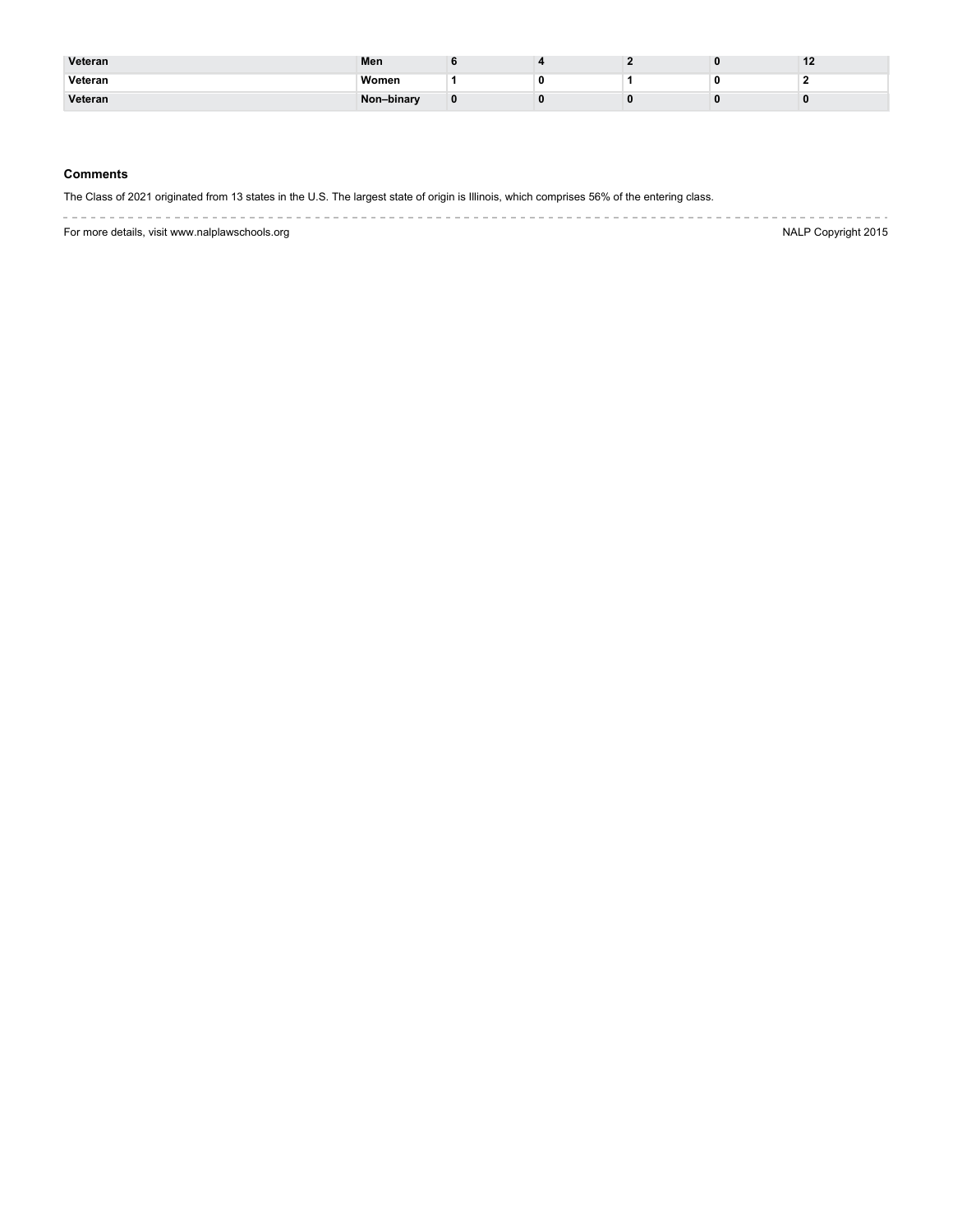| | | | | | | |
|---|---|---|---|---|---|---|
| **Veteran** | **Men** | **6** | **4** | **2** | **0** | **12** |
| **Veteran** | **Women** | **1** | **0** | **1** | **0** | **2** |
| **Veteran** | **Non–binary** | **0** | **0** | **0** | **0** | **0** |

### Comments

The Class of 2021 originated from 13 states in the U.S. The largest state of origin is Illinois, which comprises 56% of the entering class.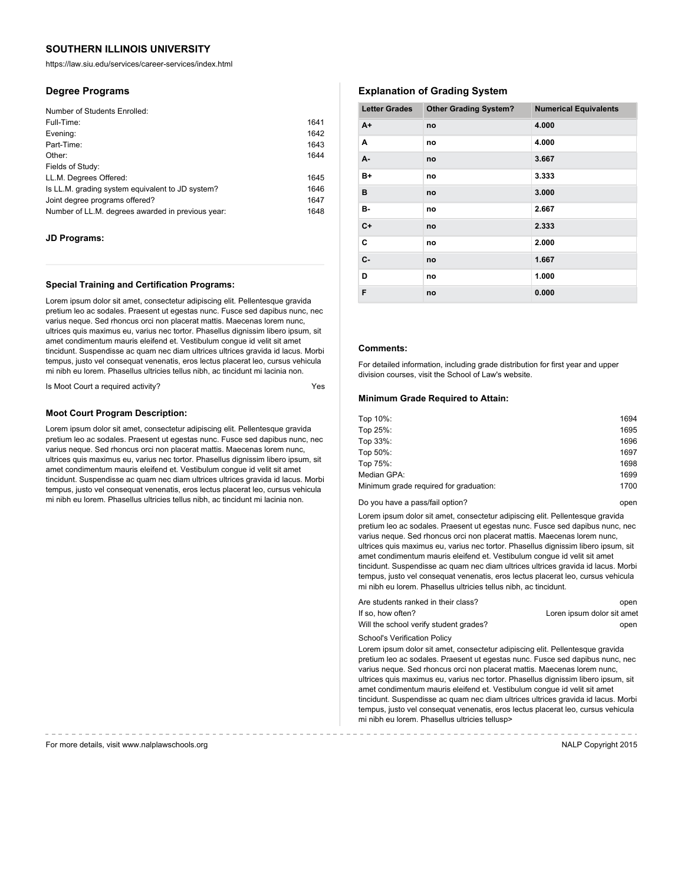## SOUTHERN ILLINOIS UNIVERSITY

https://law.siu.edu/services/career-services/index.html

### Degree Programs

| | |
|---|---|
| Number of Students Enrolled: | |
| Full-Time: | 1641 |
| Evening: | 1642 |
| Part-Time: | 1643 |
| Other: | 1644 |
| Fields of Study: | |
| LL.M. Degrees Offered: | 1645 |
| Is LL.M. grading system equivalent to JD system? | 1646 |
| Joint degree programs offered? | 1647 |
| Number of LL.M. degrees awarded in previous year: | 1648 |

#### JD Programs:

#### Special Training and Certification Programs:

Lorem ipsum dolor sit amet, consectetur adipiscing elit. Pellentesque gravida pretium leo ac sodales. Praesent ut egestas nunc. Fusce sed dapibus nunc, nec varius neque. Sed rhoncus orci non placerat mattis. Maecenas lorem nunc, ultrices quis maximus eu, varius nec tortor. Phasellus dignissim libero ipsum, sit amet condimentum mauris eleifend et. Vestibulum congue id velit sit amet tincidunt. Suspendisse ac quam nec diam ultrices ultrices gravida id lacus. Morbi tempus, justo vel consequat venenatis, eros lectus placerat leo, cursus vehicula mi nibh eu lorem. Phasellus ultricies tellus nibh, ac tincidunt mi lacinia non.

Is Moot Court a required activity? Yes

#### Moot Court Program Description:

Lorem ipsum dolor sit amet, consectetur adipiscing elit. Pellentesque gravida pretium leo ac sodales. Praesent ut egestas nunc. Fusce sed dapibus nunc, nec varius neque. Sed rhoncus orci non placerat mattis. Maecenas lorem nunc, ultrices quis maximus eu, varius nec tortor. Phasellus dignissim libero ipsum, sit amet condimentum mauris eleifend et. Vestibulum congue id velit sit amet tincidunt. Suspendisse ac quam nec diam ultrices ultrices gravida id lacus. Morbi tempus, justo vel consequat venenatis, eros lectus placerat leo, cursus vehicula mi nibh eu lorem. Phasellus ultricies tellus nibh, ac tincidunt mi lacinia non.

### Explanation of Grading System

| Letter Grades | Other Grading System? | Numerical Equivalents |
|---|---|---|
| A+ | no | 4.000 |
| A | no | 4.000 |
| A- | no | 3.667 |
| B+ | no | 3.333 |
| B | no | 3.000 |
| B- | no | 2.667 |
| C+ | no | 2.333 |
| C | no | 2.000 |
| C- | no | 1.667 |
| D | no | 1.000 |
| F | no | 0.000 |

#### Comments:

For detailed information, including grade distribution for first year and upper division courses, visit the School of Law's website.

#### Minimum Grade Required to Attain:

| | |
|---|---|
| Top 10%: | 1694 |
| Top 25%: | 1695 |
| Top 33%: | 1696 |
| Top 50%: | 1697 |
| Top 75%: | 1698 |
| Median GPA: | 1699 |
| Minimum grade required for graduation: | 1700 |

Do you have a pass/fail option? open

Lorem ipsum dolor sit amet, consectetur adipiscing elit. Pellentesque gravida pretium leo ac sodales. Praesent ut egestas nunc. Fusce sed dapibus nunc, nec varius neque. Sed rhoncus orci non placerat mattis. Maecenas lorem nunc, ultrices quis maximus eu, varius nec tortor. Phasellus dignissim libero ipsum, sit amet condimentum mauris eleifend et. Vestibulum congue id velit sit amet tincidunt. Suspendisse ac quam nec diam ultrices ultrices gravida id lacus. Morbi tempus, justo vel consequat venenatis, eros lectus placerat leo, cursus vehicula mi nibh eu lorem. Phasellus ultricies tellus nibh, ac tincidunt.

| | |
|---|---|
| Are students ranked in their class? | open |
| If so, how often? | Loren ipsum dolor sit amet |
| Will the school verify student grades? | open |

School's Verification Policy

Lorem ipsum dolor sit amet, consectetur adipiscing elit. Pellentesque gravida pretium leo ac sodales. Praesent ut egestas nunc. Fusce sed dapibus nunc, nec varius neque. Sed rhoncus orci non placerat mattis. Maecenas lorem nunc, ultrices quis maximus eu, varius nec tortor. Phasellus dignissim libero ipsum, sit amet condimentum mauris eleifend et. Vestibulum congue id velit sit amet tincidunt. Suspendisse ac quam nec diam ultrices ultrices gravida id lacus. Morbi tempus, justo vel consequat venenatis, eros lectus placerat leo, cursus vehicula mi nibh eu lorem. Phasellus ultricies tellusp>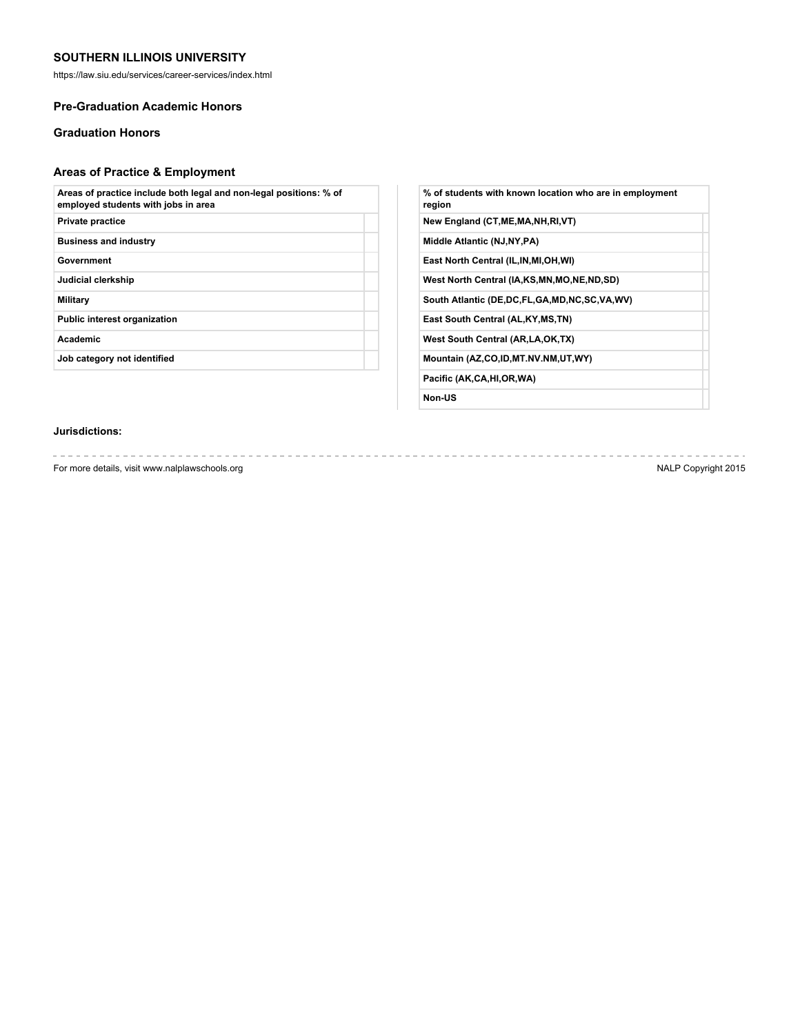## SOUTHERN ILLINOIS UNIVERSITY

https://law.siu.edu/services/career-services/index.html

### Pre-Graduation Academic Honors

### Graduation Honors

### Areas of Practice & Employment

| Areas of practice include both legal and non-legal positions: % of employed students with jobs in area | |
|---|---|
| **Private practice** | |
| **Business and industry** | |
| **Government** | |
| **Judicial clerkship** | |
| **Military** | |
| **Public interest organization** | |
| **Academic** | |
| **Job category not identified** | |

| % of students with known location who are in employment region | |
|---|---|
| **New England (CT,ME,MA,NH,RI,VT)** | |
| **Middle Atlantic (NJ,NY,PA)** | |
| **East North Central (IL,IN,MI,OH,WI)** | |
| **West North Central (IA,KS,MN,MO,NE,ND,SD)** | |
| **South Atlantic (DE,DC,FL,GA,MD,NC,SC,VA,WV)** | |
| **East South Central (AL,KY,MS,TN)** | |
| **West South Central (AR,LA,OK,TX)** | |
| **Mountain (AZ,CO,ID,MT.NV.NM,UT,WY)** | |
| **Pacific (AK,CA,HI,OR,WA)** | |
| **Non-US** | |

**Jurisdictions:**

For more details, visit www.nalplawschools.org

NALP Copyright 2015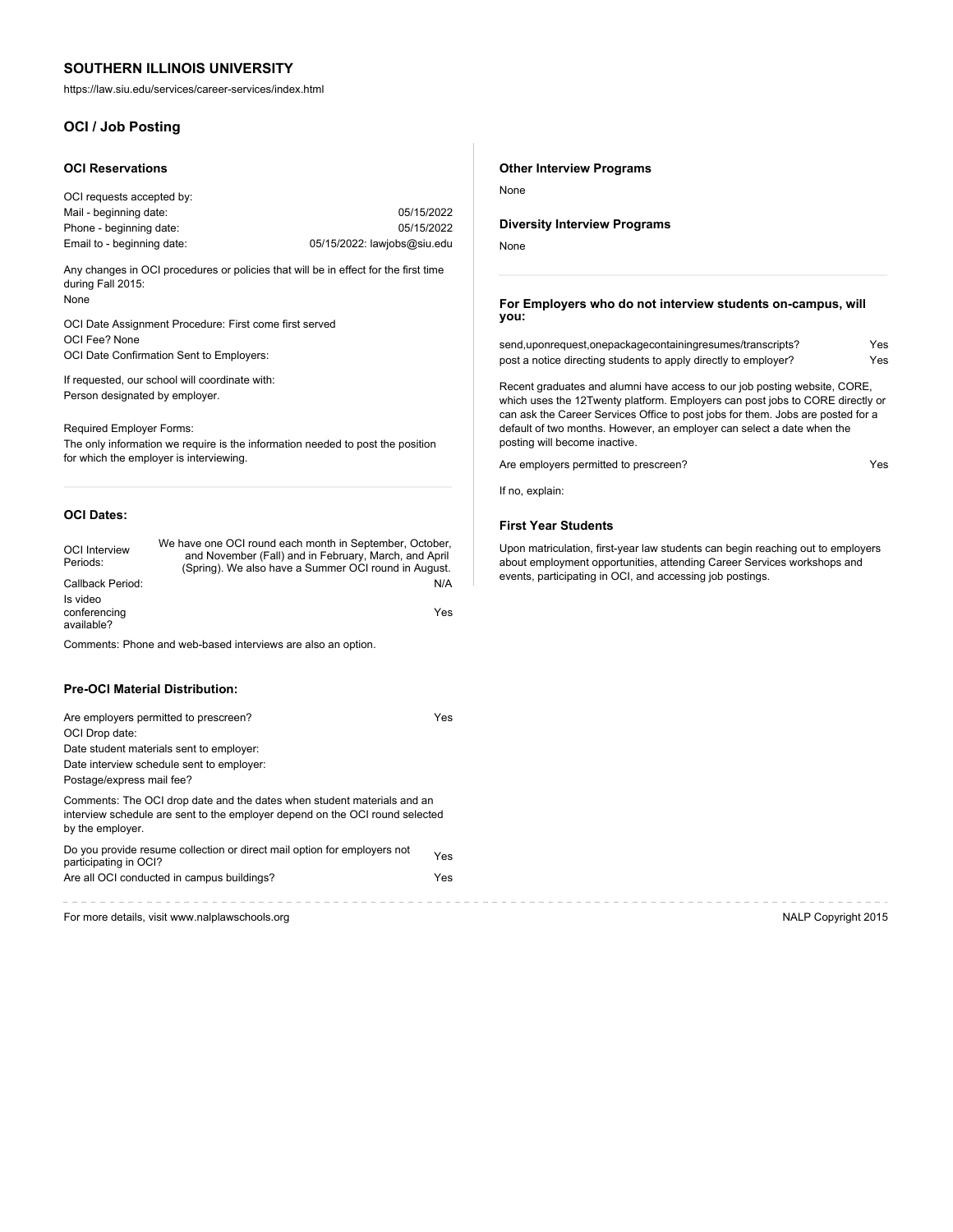# SOUTHERN ILLINOIS UNIVERSITY

https://law.siu.edu/services/career-services/index.html

## OCI / Job Posting

### OCI Reservations

OCI requests accepted by:

| | |
|---|---|
| Mail - beginning date: | 05/15/2022 |
| Phone - beginning date: | 05/15/2022 |
| Email to - beginning date: | 05/15/2022: lawjobs@siu.edu |

Any changes in OCI procedures or policies that will be in effect for the first time during Fall 2015:
None

OCI Date Assignment Procedure: First come first served
OCI Fee? None
OCI Date Confirmation Sent to Employers:

If requested, our school will coordinate with:
Person designated by employer.

Required Employer Forms:
The only information we require is the information needed to post the position for which the employer is interviewing.

### OCI Dates:

| | |
|---|---|
| OCI Interview Periods: | We have one OCI round each month in September, October, and November (Fall) and in February, March, and April (Spring). We also have a Summer OCI round in August. |
| Callback Period: | N/A |
| Is video conferencing available? | Yes |

Comments: Phone and web-based interviews are also an option.

### Pre-OCI Material Distribution:

| | |
|---|---|
| Are employers permitted to prescreen? | Yes |
| OCI Drop date: | |
| Date student materials sent to employer: | |
| Date interview schedule sent to employer: | |
| Postage/express mail fee? | |

Comments: The OCI drop date and the dates when student materials and an interview schedule are sent to the employer depend on the OCI round selected by the employer.

| | |
|---|---|
| Do you provide resume collection or direct mail option for employers not participating in OCI? | Yes |
| Are all OCI conducted in campus buildings? | Yes |

### Other Interview Programs

None

### Diversity Interview Programs

None

### For Employers who do not interview students on-campus, will you:

| | |
|---|---|
| send,uponrequest,onepackagecontainingresumes/transcripts? | Yes |
| post a notice directing students to apply directly to employer? | Yes |

Recent graduates and alumni have access to our job posting website, CORE, which uses the 12Twenty platform. Employers can post jobs to CORE directly or can ask the Career Services Office to post jobs for them. Jobs are posted for a default of two months. However, an employer can select a date when the posting will become inactive.

| | |
|---|---|
| Are employers permitted to prescreen? | Yes |

If no, explain:

### First Year Students

Upon matriculation, first-year law students can begin reaching out to employers about employment opportunities, attending Career Services workshops and events, participating in OCI, and accessing job postings.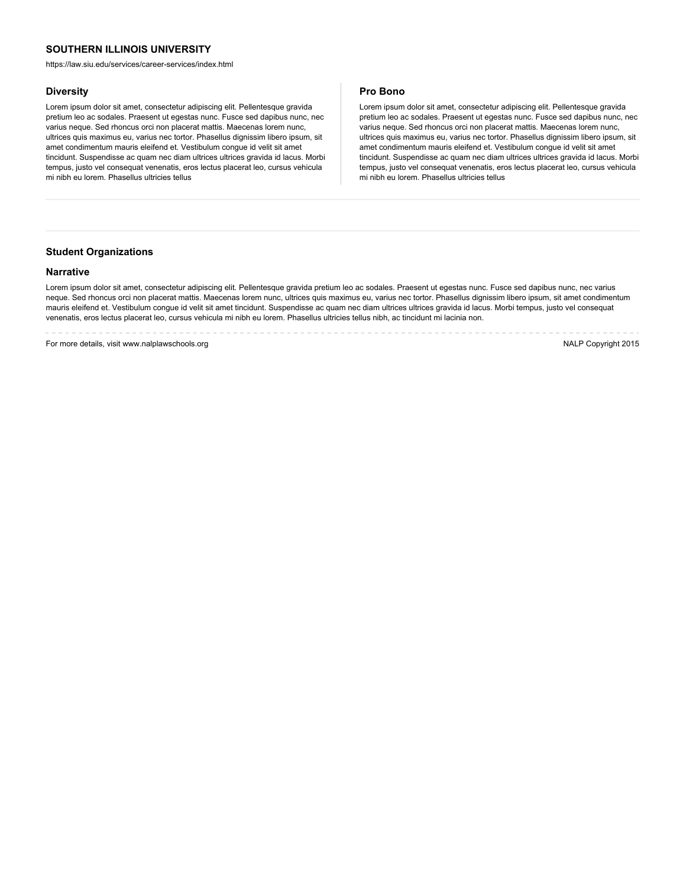**SOUTHERN ILLINOIS UNIVERSITY**

https://law.siu.edu/services/career-services/index.html

## Diversity

Lorem ipsum dolor sit amet, consectetur adipiscing elit. Pellentesque gravida pretium leo ac sodales. Praesent ut egestas nunc. Fusce sed dapibus nunc, nec varius neque. Sed rhoncus orci non placerat mattis. Maecenas lorem nunc, ultrices quis maximus eu, varius nec tortor. Phasellus dignissim libero ipsum, sit amet condimentum mauris eleifend et. Vestibulum congue id velit sit amet tincidunt. Suspendisse ac quam nec diam ultrices ultrices gravida id lacus. Morbi tempus, justo vel consequat venenatis, eros lectus placerat leo, cursus vehicula mi nibh eu lorem. Phasellus ultricies tellus

## Pro Bono

Lorem ipsum dolor sit amet, consectetur adipiscing elit. Pellentesque gravida pretium leo ac sodales. Praesent ut egestas nunc. Fusce sed dapibus nunc, nec varius neque. Sed rhoncus orci non placerat mattis. Maecenas lorem nunc, ultrices quis maximus eu, varius nec tortor. Phasellus dignissim libero ipsum, sit amet condimentum mauris eleifend et. Vestibulum congue id velit sit amet tincidunt. Suspendisse ac quam nec diam ultrices ultrices gravida id lacus. Morbi tempus, justo vel consequat venenatis, eros lectus placerat leo, cursus vehicula mi nibh eu lorem. Phasellus ultricies tellus

## Student Organizations

### Narrative

Lorem ipsum dolor sit amet, consectetur adipiscing elit. Pellentesque gravida pretium leo ac sodales. Praesent ut egestas nunc. Fusce sed dapibus nunc, nec varius neque. Sed rhoncus orci non placerat mattis. Maecenas lorem nunc, ultrices quis maximus eu, varius nec tortor. Phasellus dignissim libero ipsum, sit amet condimentum mauris eleifend et. Vestibulum congue id velit sit amet tincidunt. Suspendisse ac quam nec diam ultrices ultrices gravida id lacus. Morbi tempus, justo vel consequat venenatis, eros lectus placerat leo, cursus vehicula mi nibh eu lorem. Phasellus ultricies tellus nibh, ac tincidunt mi lacinia non.

For more details, visit www.nalplawschools.org

NALP Copyright 2015